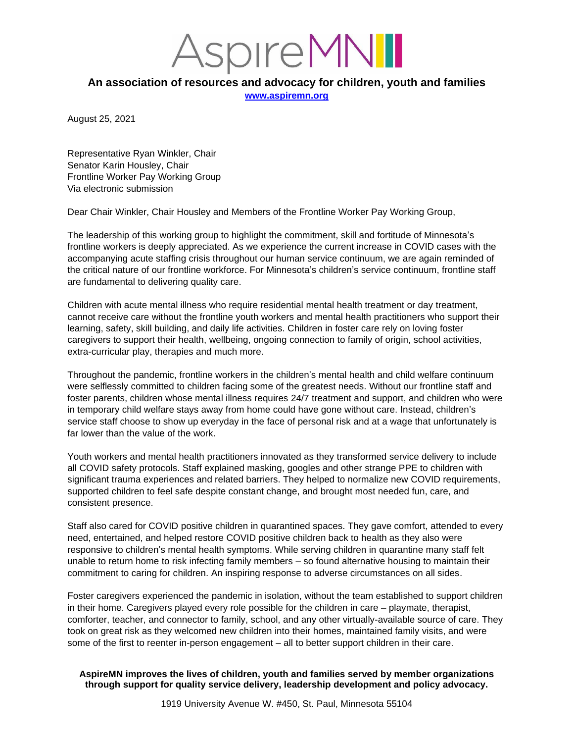# AspireMN

**An association of resources and advocacy for children, youth and families**

**www.aspiremn.org**

August 25, 2021

Representative Ryan Winkler, Chair
Senator Karin Housley, Chair
Frontline Worker Pay Working Group
Via electronic submission

Dear Chair Winkler, Chair Housley and Members of the Frontline Worker Pay Working Group,

The leadership of this working group to highlight the commitment, skill and fortitude of Minnesota's frontline workers is deeply appreciated. As we experience the current increase in COVID cases with the accompanying acute staffing crisis throughout our human service continuum, we are again reminded of the critical nature of our frontline workforce. For Minnesota's children's service continuum, frontline staff are fundamental to delivering quality care.

Children with acute mental illness who require residential mental health treatment or day treatment, cannot receive care without the frontline youth workers and mental health practitioners who support their learning, safety, skill building, and daily life activities. Children in foster care rely on loving foster caregivers to support their health, wellbeing, ongoing connection to family of origin, school activities, extra-curricular play, therapies and much more.

Throughout the pandemic, frontline workers in the children's mental health and child welfare continuum were selflessly committed to children facing some of the greatest needs. Without our frontline staff and foster parents, children whose mental illness requires 24/7 treatment and support, and children who were in temporary child welfare stays away from home could have gone without care. Instead, children's service staff choose to show up everyday in the face of personal risk and at a wage that unfortunately is far lower than the value of the work.

Youth workers and mental health practitioners innovated as they transformed service delivery to include all COVID safety protocols. Staff explained masking, googles and other strange PPE to children with significant trauma experiences and related barriers. They helped to normalize new COVID requirements, supported children to feel safe despite constant change, and brought most needed fun, care, and consistent presence.

Staff also cared for COVID positive children in quarantined spaces. They gave comfort, attended to every need, entertained, and helped restore COVID positive children back to health as they also were responsive to children's mental health symptoms. While serving children in quarantine many staff felt unable to return home to risk infecting family members – so found alternative housing to maintain their commitment to caring for children. An inspiring response to adverse circumstances on all sides.

Foster caregivers experienced the pandemic in isolation, without the team established to support children in their home. Caregivers played every role possible for the children in care – playmate, therapist, comforter, teacher, and connector to family, school, and any other virtually-available source of care. They took on great risk as they welcomed new children into their homes, maintained family visits, and were some of the first to reenter in-person engagement – all to better support children in their care.

**AspireMN improves the lives of children, youth and families served by member organizations through support for quality service delivery, leadership development and policy advocacy.**

1919 University Avenue W. #450, St. Paul, Minnesota 55104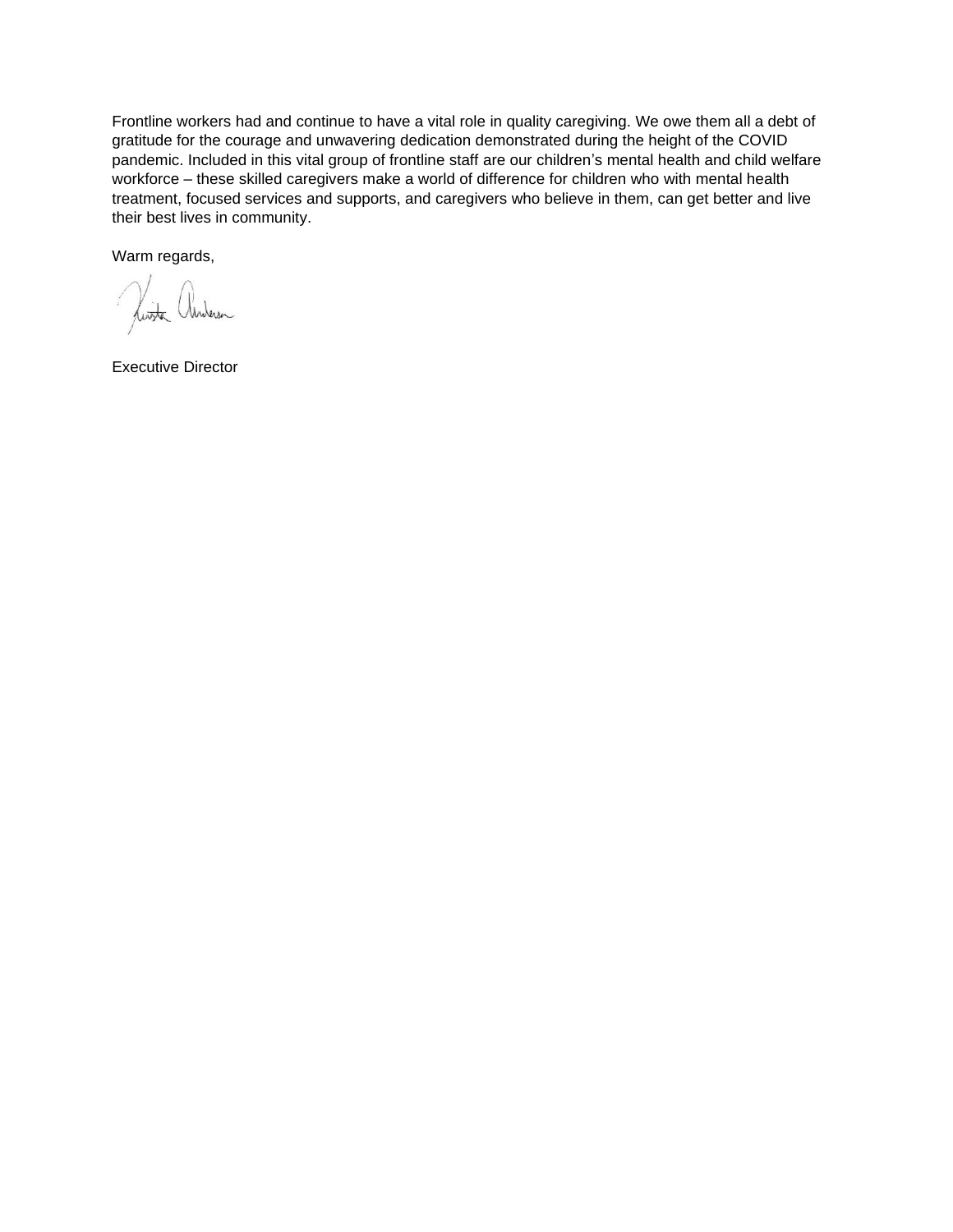Frontline workers had and continue to have a vital role in quality caregiving. We owe them all a debt of gratitude for the courage and unwavering dedication demonstrated during the height of the COVID pandemic. Included in this vital group of frontline staff are our children's mental health and child welfare workforce – these skilled caregivers make a world of difference for children who with mental health treatment, focused services and supports, and caregivers who believe in them, can get better and live their best lives in community.

Warm regards,

Executive Director